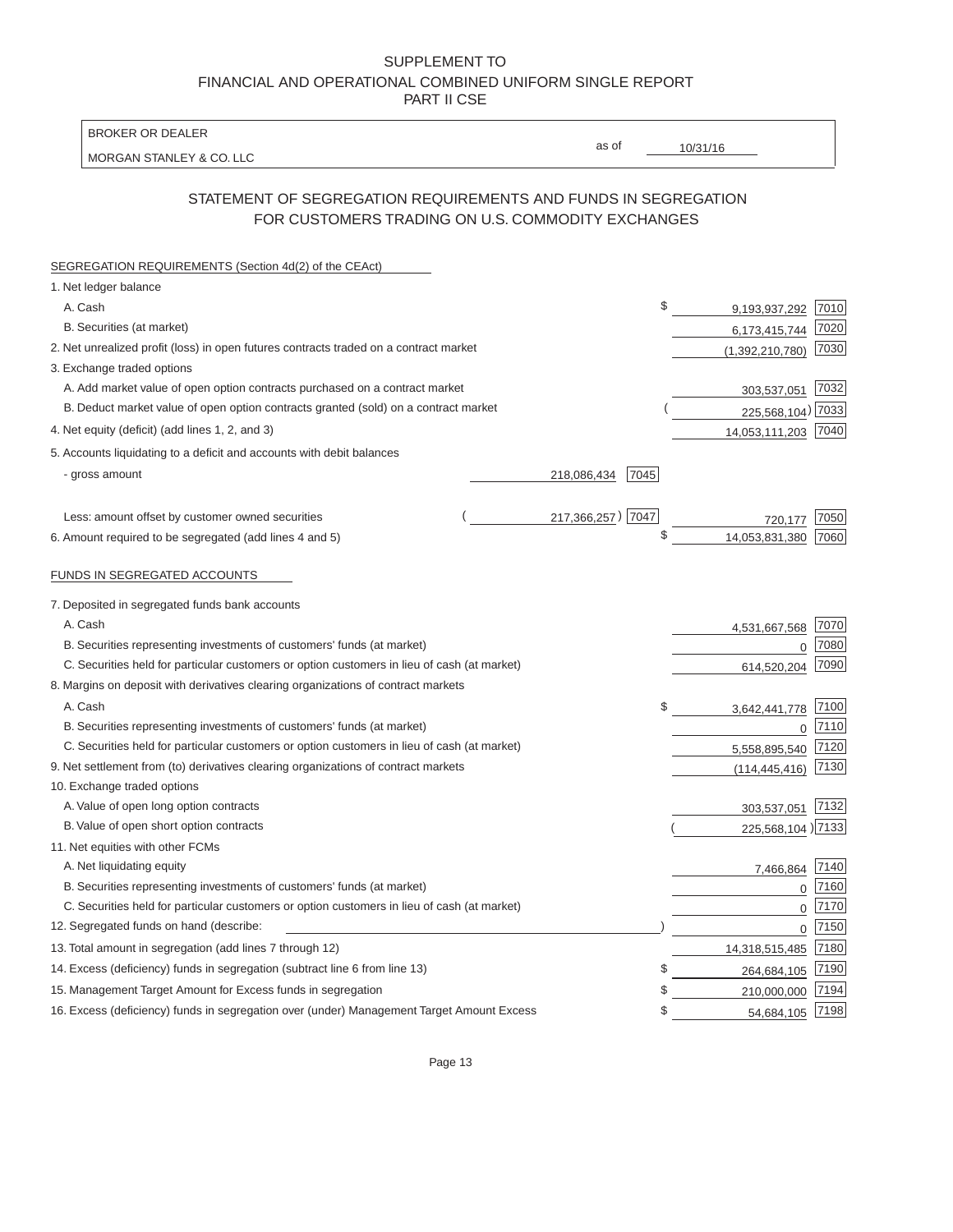# SUPPLEMENT TO
## FINANCIAL AND OPERATIONAL COMBINED UNIFORM SINGLE REPORT
## PART II CSE

BROKER OR DEALER

MORGAN STANLEY & CO. LLC

as of 10/31/16

## STATEMENT OF SEGREGATION REQUIREMENTS AND FUNDS IN SEGREGATION FOR CUSTOMERS TRADING ON U.S. COMMODITY EXCHANGES

SEGREGATION REQUIREMENTS (Section 4d(2) of the CEAct)

| | | | | |
|---|---|---|---|---|
| 1. Net ledger balance | | | | |
| A. Cash | | | $ 9,193,937,292 | 7010 |
| B. Securities (at market) | | | 6,173,415,744 | 7020 |
| 2. Net unrealized profit (loss) in open futures contracts traded on a contract market | | | (1,392,210,780) | 7030 |
| 3. Exchange traded options | | | | |
| A. Add market value of open option contracts purchased on a contract market | | | 303,537,051 | 7032 |
| B. Deduct market value of open option contracts granted (sold) on a contract market | | | (225,568,104) | 7033 |
| 4. Net equity (deficit) (add lines 1, 2, and 3) | | | 14,053,111,203 | 7040 |
| 5. Accounts liquidating to a deficit and accounts with debit balances | | | | |
| - gross amount | 218,086,434 | 7045 | | |
| Less: amount offset by customer owned securities | (217,366,257) | 7047 | 720,177 | 7050 |
| 6. Amount required to be segregated (add lines 4 and 5) | | | $ 14,053,831,380 | 7060 |

FUNDS IN SEGREGATED ACCOUNTS

| | | |
|---|---|---|
| 7. Deposited in segregated funds bank accounts | | |
| A. Cash | 4,531,667,568 | 7070 |
| B. Securities representing investments of customers' funds (at market) | 0 | 7080 |
| C. Securities held for particular customers or option customers in lieu of cash (at market) | 614,520,204 | 7090 |
| 8. Margins on deposit with derivatives clearing organizations of contract markets | | |
| A. Cash | $ 3,642,441,778 | 7100 |
| B. Securities representing investments of customers' funds (at market) | 0 | 7110 |
| C. Securities held for particular customers or option customers in lieu of cash (at market) | 5,558,895,540 | 7120 |
| 9. Net settlement from (to) derivatives clearing organizations of contract markets | (114,445,416) | 7130 |
| 10. Exchange traded options | | |
| A. Value of open long option contracts | 303,537,051 | 7132 |
| B. Value of open short option contracts | (225,568,104) | 7133 |
| 11. Net equities with other FCMs | | |
| A. Net liquidating equity | 7,466,864 | 7140 |
| B. Securities representing investments of customers' funds (at market) | 0 | 7160 |
| C. Securities held for particular customers or option customers in lieu of cash (at market) | 0 | 7170 |
| 12. Segregated funds on hand (describe: ) | 0 | 7150 |
| 13. Total amount in segregation (add lines 7 through 12) | 14,318,515,485 | 7180 |
| 14. Excess (deficiency) funds in segregation (subtract line 6 from line 13) | $ 264,684,105 | 7190 |
| 15. Management Target Amount for Excess funds in segregation | $ 210,000,000 | 7194 |
| 16. Excess (deficiency) funds in segregation over (under) Management Target Amount Excess | $ 54,684,105 | 7198 |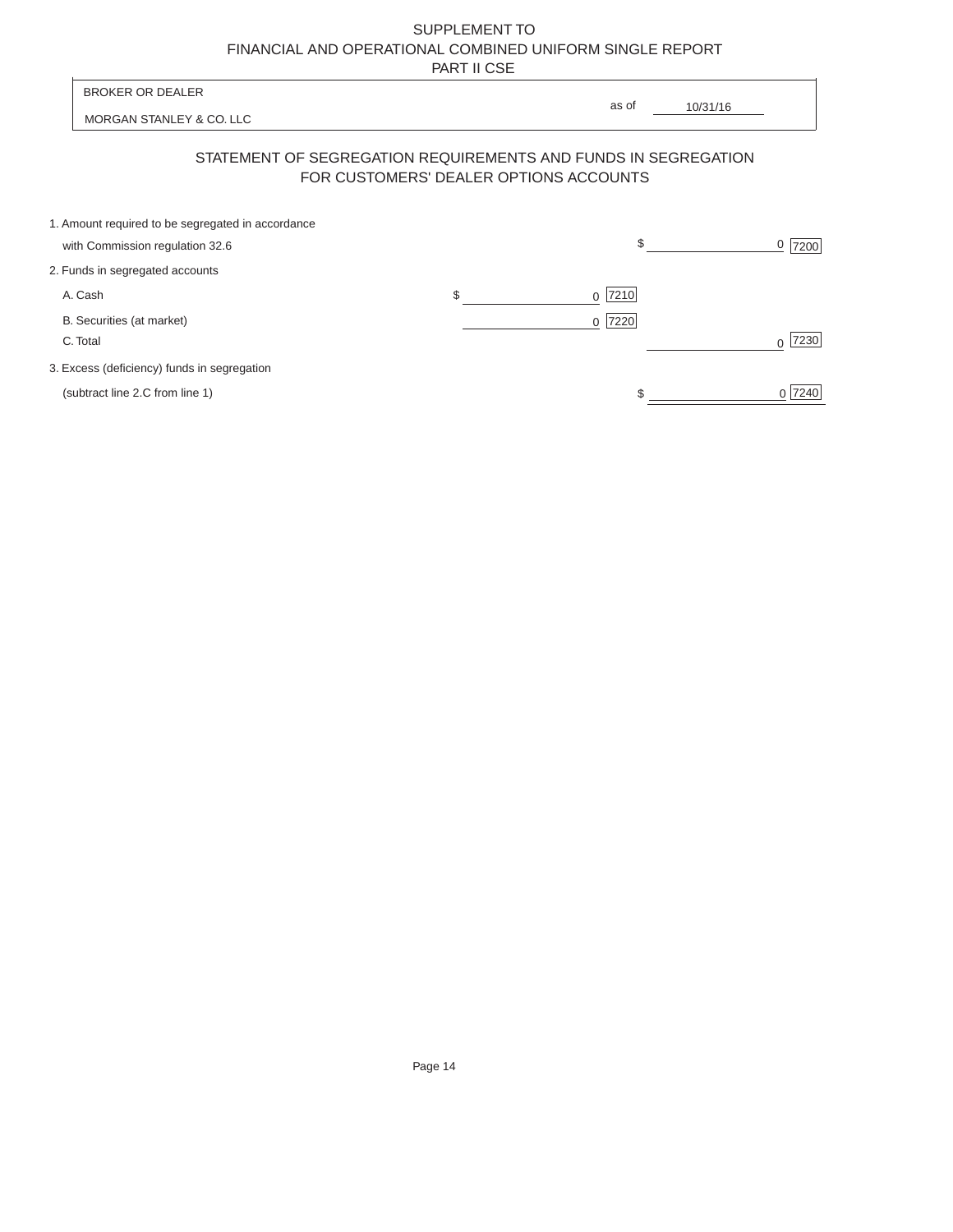SUPPLEMENT TO
FINANCIAL AND OPERATIONAL COMBINED UNIFORM SINGLE REPORT
PART II CSE

BROKER OR DEALER

MORGAN STANLEY & CO. LLC

as of 10/31/16

## STATEMENT OF SEGREGATION REQUIREMENTS AND FUNDS IN SEGREGATION FOR CUSTOMERS' DEALER OPTIONS ACCOUNTS

| | | | | |
|---|---|---|---|---|
| 1. Amount required to be segregated in accordance with Commission regulation 32.6 | | | $ 0 | 7200 |
| 2. Funds in segregated accounts | | | | |
| A. Cash | $ 0 | 7210 | | |
| B. Securities (at market) | 0 | 7220 | | |
| C. Total | | | 0 | 7230 |
| 3. Excess (deficiency) funds in segregation (subtract line 2.C from line 1) | | | $ 0 | 7240 |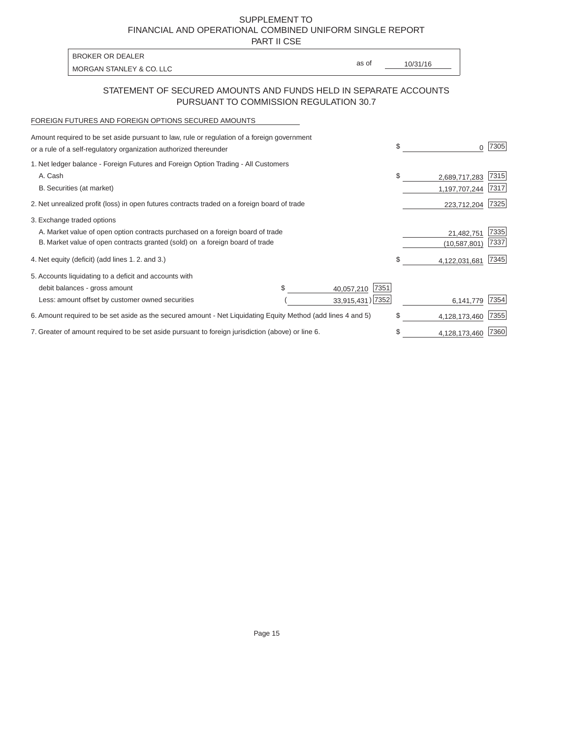# SUPPLEMENT TO
# FINANCIAL AND OPERATIONAL COMBINED UNIFORM SINGLE REPORT
# PART II CSE

BROKER OR DEALER
MORGAN STANLEY & CO. LLC

as of 10/31/16

## STATEMENT OF SECURED AMOUNTS AND FUNDS HELD IN SEPARATE ACCOUNTS PURSUANT TO COMMISSION REGULATION 30.7

FOREIGN FUTURES AND FOREIGN OPTIONS SECURED AMOUNTS

| | | | | |
|---|---|---|---|---|
| Amount required to be set aside pursuant to law, rule or regulation of a foreign government or a rule of a self-regulatory organization authorized thereunder | | | $ 0 | 7305 |
| 1. Net ledger balance - Foreign Futures and Foreign Option Trading - All Customers | | | | |
| A. Cash | | | $ 2,689,717,283 | 7315 |
| B. Securities (at market) | | | 1,197,707,244 | 7317 |
| 2. Net unrealized profit (loss) in open futures contracts traded on a foreign board of trade | | | 223,712,204 | 7325 |
| 3. Exchange traded options | | | | |
| A. Market value of open option contracts purchased on a foreign board of trade | | | 21,482,751 | 7335 |
| B. Market value of open contracts granted (sold) on a foreign board of trade | | | (10,587,801) | 7337 |
| 4. Net equity (deficit) (add lines 1. 2. and 3.) | | | $ 4,122,031,681 | 7345 |
| 5. Accounts liquidating to a deficit and accounts with debit balances - gross amount | $ 40,057,210 | 7351 | | |
| Less: amount offset by customer owned securities | ( 33,915,431 ) | 7352 | 6,141,779 | 7354 |
| 6. Amount required to be set aside as the secured amount - Net Liquidating Equity Method (add lines 4 and 5) | | | $ 4,128,173,460 | 7355 |
| 7. Greater of amount required to be set aside pursuant to foreign jurisdiction (above) or line 6. | | | $ 4,128,173,460 | 7360 |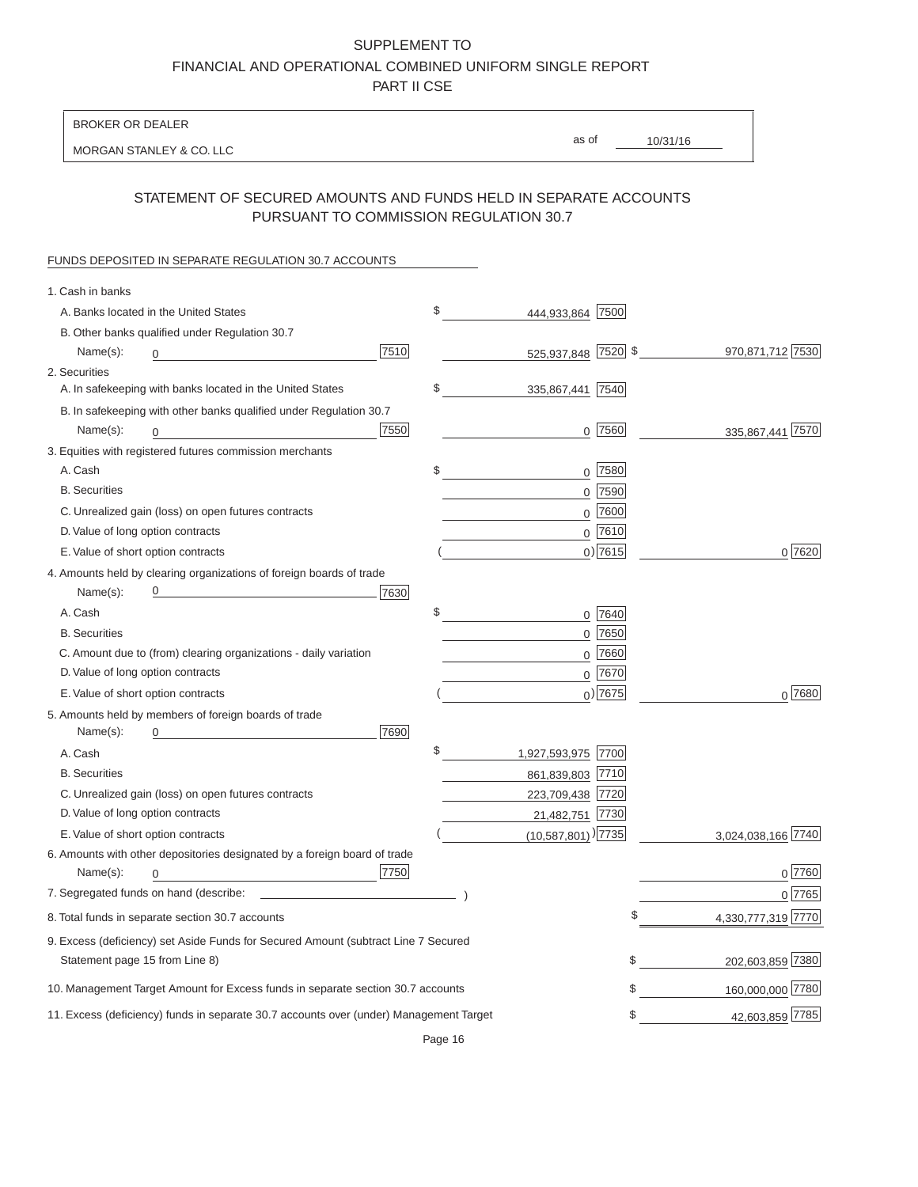# SUPPLEMENT TO
# FINANCIAL AND OPERATIONAL COMBINED UNIFORM SINGLE REPORT
# PART II CSE

BROKER OR DEALER

MORGAN STANLEY & CO. LLC

as of 10/31/16

## STATEMENT OF SECURED AMOUNTS AND FUNDS HELD IN SEPARATE ACCOUNTS PURSUANT TO COMMISSION REGULATION 30.7

FUNDS DEPOSITED IN SEPARATE REGULATION 30.7 ACCOUNTS

| | | | |
|---|---|---|---|
| 1. Cash in banks | | | |
| A. Banks located in the United States | | $ 444,933,864 [7500] | |
| B. Other banks qualified under Regulation 30.7 | | | |
| Name(s): 0 | [7510] | 525,937,848 [7520] | $ 970,871,712 [7530] |
| 2. Securities | | | |
| A. In safekeeping with banks located in the United States | | $ 335,867,441 [7540] | |
| B. In safekeeping with other banks qualified under Regulation 30.7 | | | |
| Name(s): 0 | [7550] | 0 [7560] | 335,867,441 [7570] |
| 3. Equities with registered futures commission merchants | | | |
| A. Cash | | $ 0 [7580] | |
| B. Securities | | 0 [7590] | |
| C. Unrealized gain (loss) on open futures contracts | | 0 [7600] | |
| D. Value of long option contracts | | 0 [7610] | |
| E. Value of short option contracts | | ( 0) [7615] | 0 [7620] |
| 4. Amounts held by clearing organizations of foreign boards of trade | | | |
| Name(s): 0 | [7630] | | |
| A. Cash | | $ 0 [7640] | |
| B. Securities | | 0 [7650] | |
| C. Amount due to (from) clearing organizations - daily variation | | 0 [7660] | |
| D. Value of long option contracts | | 0 [7670] | |
| E. Value of short option contracts | | ( 0) [7675] | 0 [7680] |
| 5. Amounts held by members of foreign boards of trade | | | |
| Name(s): 0 | [7690] | | |
| A. Cash | | $ 1,927,593,975 [7700] | |
| B. Securities | | 861,839,803 [7710] | |
| C. Unrealized gain (loss) on open futures contracts | | 223,709,438 [7720] | |
| D. Value of long option contracts | | 21,482,751 [7730] | |
| E. Value of short option contracts | | ( (10,587,801) ) [7735] | 3,024,038,166 [7740] |
| 6. Amounts with other depositories designated by a foreign board of trade | | | |
| Name(s): 0 | [7750] | | 0 [7760] |
| 7. Segregated funds on hand (describe: ) | | | 0 [7765] |
| 8. Total funds in separate section 30.7 accounts | | | $ 4,330,777,319 [7770] |
| 9. Excess (deficiency) set Aside Funds for Secured Amount (subtract Line 7 Secured Statement page 15 from Line 8) | | | $ 202,603,859 [7380] |
| 10. Management Target Amount for Excess funds in separate section 30.7 accounts | | | $ 160,000,000 [7780] |
| 11. Excess (deficiency) funds in separate 30.7 accounts over (under) Management Target | | | $ 42,603,859 [7785] |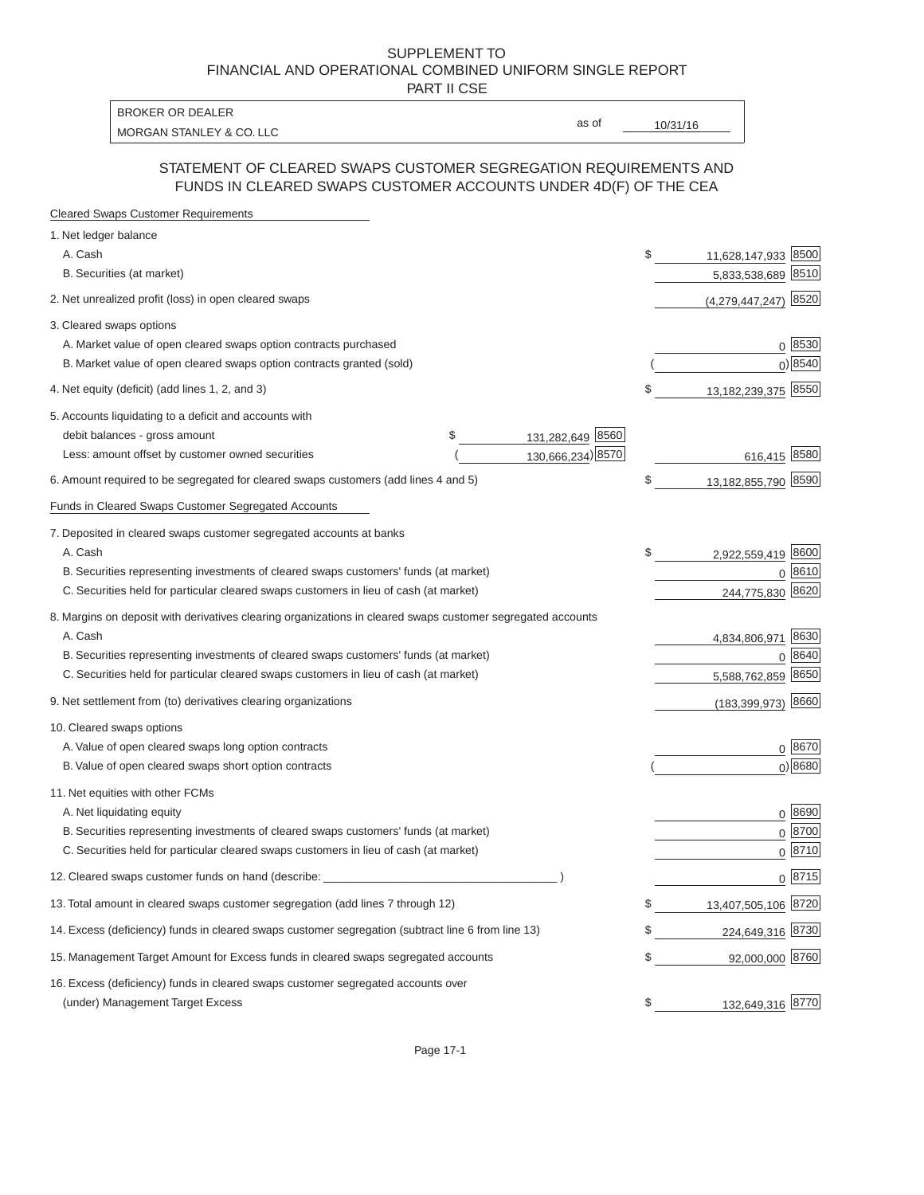SUPPLEMENT TO
FINANCIAL AND OPERATIONAL COMBINED UNIFORM SINGLE REPORT
PART II CSE

BROKER OR DEALER
MORGAN STANLEY & CO. LLC

as of 10/31/16

## STATEMENT OF CLEARED SWAPS CUSTOMER SEGREGATION REQUIREMENTS AND FUNDS IN CLEARED SWAPS CUSTOMER ACCOUNTS UNDER 4D(F) OF THE CEA

| | | | |
|---|---|---|---|
| **Cleared Swaps Customer Requirements** | | | |
| 1. Net ledger balance | | | |
| A. Cash | | $ 11,628,147,933 | 8500 |
| B. Securities (at market) | | 5,833,538,689 | 8510 |
| 2. Net unrealized profit (loss) in open cleared swaps | | (4,279,447,247) | 8520 |
| 3. Cleared swaps options | | | |
| A. Market value of open cleared swaps option contracts purchased | | 0 | 8530 |
| B. Market value of open cleared swaps option contracts granted (sold) | | ( 0) | 8540 |
| 4. Net equity (deficit) (add lines 1, 2, and 3) | | $ 13,182,239,375 | 8550 |
| 5. Accounts liquidating to a deficit and accounts with debit balances - gross amount | $ 131,282,649 [8560] | | |
| Less: amount offset by customer owned securities | ( 130,666,234) [8570] | 616,415 | 8580 |
| 6. Amount required to be segregated for cleared swaps customers (add lines 4 and 5) | | $ 13,182,855,790 | 8590 |
| **Funds in Cleared Swaps Customer Segregated Accounts** | | | |
| 7. Deposited in cleared swaps customer segregated accounts at banks | | | |
| A. Cash | | $ 2,922,559,419 | 8600 |
| B. Securities representing investments of cleared swaps customers' funds (at market) | | 0 | 8610 |
| C. Securities held for particular cleared swaps customers in lieu of cash (at market) | | 244,775,830 | 8620 |
| 8. Margins on deposit with derivatives clearing organizations in cleared swaps customer segregated accounts | | | |
| A. Cash | | 4,834,806,971 | 8630 |
| B. Securities representing investments of cleared swaps customers' funds (at market) | | 0 | 8640 |
| C. Securities held for particular cleared swaps customers in lieu of cash (at market) | | 5,588,762,859 | 8650 |
| 9. Net settlement from (to) derivatives clearing organizations | | (183,399,973) | 8660 |
| 10. Cleared swaps options | | | |
| A. Value of open cleared swaps long option contracts | | 0 | 8670 |
| B. Value of open cleared swaps short option contracts | | ( 0) | 8680 |
| 11. Net equities with other FCMs | | | |
| A. Net liquidating equity | | 0 | 8690 |
| B. Securities representing investments of cleared swaps customers' funds (at market) | | 0 | 8700 |
| C. Securities held for particular cleared swaps customers in lieu of cash (at market) | | 0 | 8710 |
| 12. Cleared swaps customer funds on hand (describe: ______ ) | | 0 | 8715 |
| 13. Total amount in cleared swaps customer segregation (add lines 7 through 12) | | $ 13,407,505,106 | 8720 |
| 14. Excess (deficiency) funds in cleared swaps customer segregation (subtract line 6 from line 13) | | $ 224,649,316 | 8730 |
| 15. Management Target Amount for Excess funds in cleared swaps segregated accounts | | $ 92,000,000 | 8760 |
| 16. Excess (deficiency) funds in cleared swaps customer segregated accounts over (under) Management Target Excess | | $ 132,649,316 | 8770 |